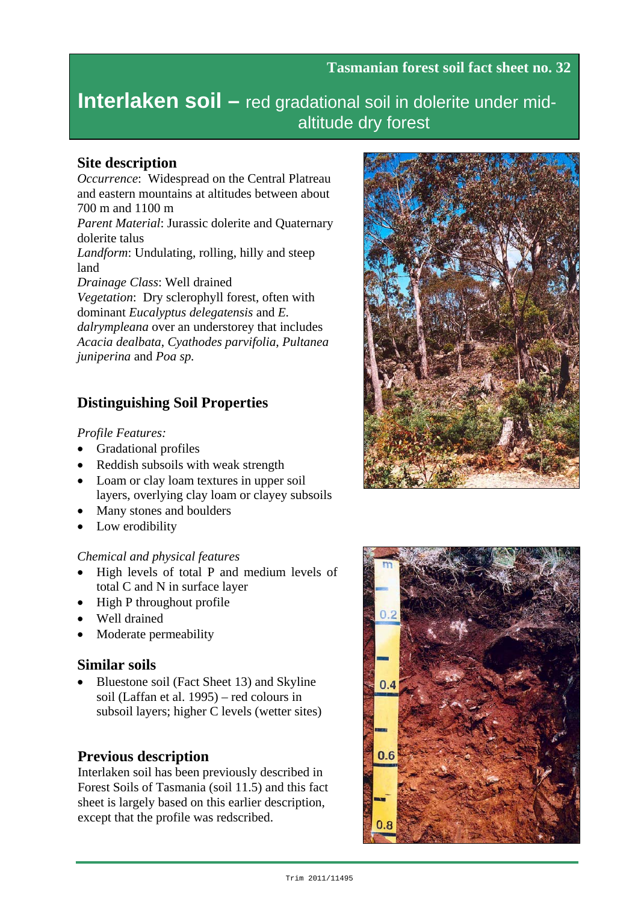**Tasmanian forest soil fact sheet no. 32**

# Interlaken soil – red gradational soil in dolerite under mid-altitude dry forest

## Site description

*Occurrence*: Widespread on the Central Plateau and eastern mountains at altitudes between about 700 m and 1100 m

*Parent Material*: Jurassic dolerite and Quaternary dolerite talus

*Landform*: Undulating, rolling, hilly and steep land

*Drainage Class*: Well drained

*Vegetation*: Dry sclerophyll forest, often with dominant *Eucalyptus delegatensis* and *E. dalrympleana* over an understorey that includes *Acacia dealbata*, *Cyathodes parvifolia*, *Pultanea juniperina* and *Poa sp.*

## Distinguishing Soil Properties

*Profile Features:*

- Gradational profiles
- Reddish subsoils with weak strength
- Loam or clay loam textures in upper soil layers, overlying clay loam or clayey subsoils
- Many stones and boulders
- Low erodibility

*Chemical and physical features*

- High levels of total P and medium levels of total C and N in surface layer
- High P throughout profile
- Well drained
- Moderate permeability

## Similar soils

- Bluestone soil (Fact Sheet 13) and Skyline soil (Laffan et al. 1995) – red colours in subsoil layers; higher C levels (wetter sites)

## Previous description

Interlaken soil has been previously described in Forest Soils of Tasmania (soil 11.5) and this fact sheet is largely based on this earlier description, except that the profile was redscribed.

Trim 2011/11495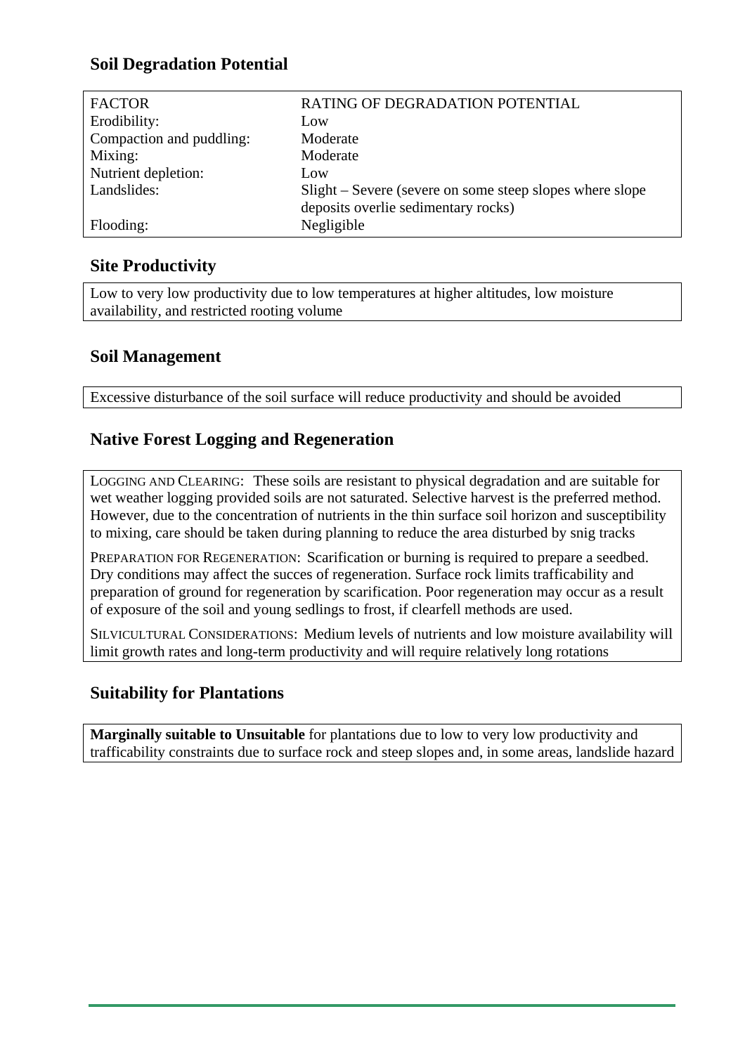## Soil Degradation Potential

| FACTOR | RATING OF DEGRADATION POTENTIAL |
| --- | --- |
| Erodibility: | Low |
| Compaction and puddling: | Moderate |
| Mixing: | Moderate |
| Nutrient depletion: | Low |
| Landslides: | Slight – Severe (severe on some steep slopes where slope deposits overlie sedimentary rocks) |
| Flooding: | Negligible |

## Site Productivity

Low to very low productivity due to low temperatures at higher altitudes, low moisture availability, and restricted rooting volume

## Soil Management

Excessive disturbance of the soil surface will reduce productivity and should be avoided

## Native Forest Logging and Regeneration

LOGGING AND CLEARING: These soils are resistant to physical degradation and are suitable for wet weather logging provided soils are not saturated. Selective harvest is the preferred method. However, due to the concentration of nutrients in the thin surface soil horizon and susceptibility to mixing, care should be taken during planning to reduce the area disturbed by snig tracks

PREPARATION FOR REGENERATION: Scarification or burning is required to prepare a seedbed. Dry conditions may affect the succes of regeneration. Surface rock limits trafficability and preparation of ground for regeneration by scarification. Poor regeneration may occur as a result of exposure of the soil and young sedlings to frost, if clearfell methods are used.

SILVICULTURAL CONSIDERATIONS: Medium levels of nutrients and low moisture availability will limit growth rates and long-term productivity and will require relatively long rotations

## Suitability for Plantations

**Marginally suitable to Unsuitable** for plantations due to low to very low productivity and trafficability constraints due to surface rock and steep slopes and, in some areas, landslide hazard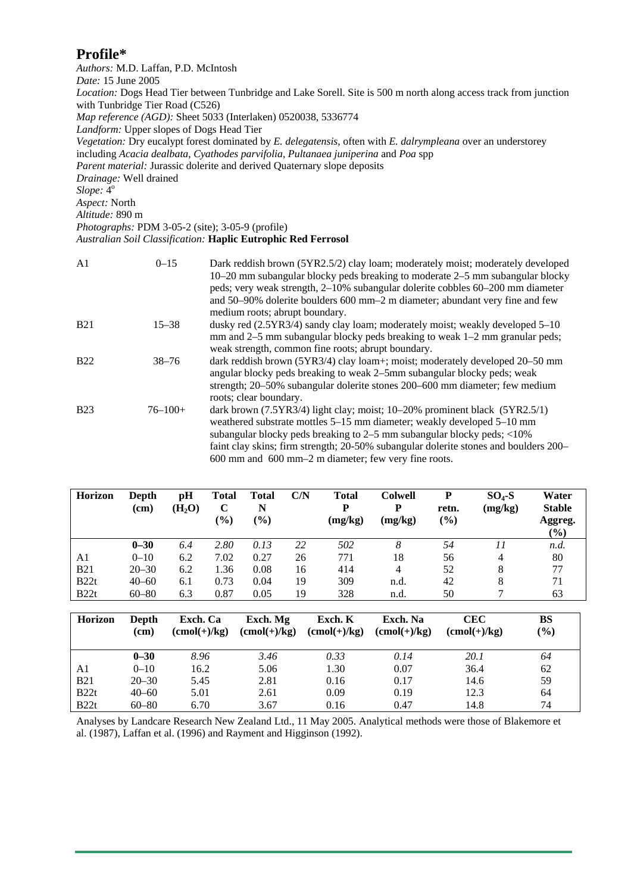## Profile*

*Authors:* M.D. Laffan, P.D. McIntosh
*Date:* 15 June 2005
*Location:* Dogs Head Tier between Tunbridge and Lake Sorell. Site is 500 m north along access track from junction with Tunbridge Tier Road (C526)
*Map reference (AGD):* Sheet 5033 (Interlaken) 0520038, 5336774
*Landform:* Upper slopes of Dogs Head Tier
*Vegetation:* Dry eucalypt forest dominated by *E. delegatensis*, often with *E. dalrympleana* over an understorey including *Acacia dealbata*, *Cyathodes parvifolia*, *Pultanaea juniperina* and *Poa* spp
*Parent material:* Jurassic dolerite and derived Quaternary slope deposits
*Drainage:* Well drained
*Slope:* 4°
*Aspect:* North
*Altitude:* 890 m
*Photographs:* PDM 3-05-2 (site); 3-05-9 (profile)
*Australian Soil Classification:* **Haplic Eutrophic Red Ferrosol**

| | | |
|---|---|---|
| A1 | 0–15 | Dark reddish brown (5YR2.5/2) clay loam; moderately moist; moderately developed 10–20 mm subangular blocky peds breaking to moderate 2–5 mm subangular blocky peds; very weak strength, 2–10% subangular dolerite cobbles 60–200 mm diameter and 50–90% dolerite boulders 600 mm–2 m diameter; abundant very fine and few medium roots; abrupt boundary. |
| B21 | 15–38 | dusky red (2.5YR3/4) sandy clay loam; moderately moist; weakly developed 5–10 mm and 2–5 mm subangular blocky peds breaking to weak 1–2 mm granular peds; weak strength, common fine roots; abrupt boundary. |
| B22 | 38–76 | dark reddish brown (5YR3/4) clay loam+; moist; moderately developed 20–50 mm angular blocky peds breaking to weak 2–5mm subangular blocky peds; weak strength; 20–50% subangular dolerite stones 200–600 mm diameter; few medium roots; clear boundary. |
| B23 | 76–100+ | dark brown (7.5YR3/4) light clay; moist; 10–20% prominent black (5YR2.5/1) weathered substrate mottles 5–15 mm diameter; weakly developed 5–10 mm subangular blocky peds breaking to 2–5 mm subangular blocky peds; <10% faint clay skins; firm strength; 20-50% subangular dolerite stones and boulders 200–600 mm and 600 mm–2 m diameter; few very fine roots. |

| Horizon | Depth (cm) | pH ($H_2O$) | Total C (%) | Total N (%) | C/N | Total P (mg/kg) | Colwell P (mg/kg) | P retn. (%) | $SO_4$-S (mg/kg) | Water Stable Aggreg. (%) |
|---|---|---|---|---|---|---|---|---|---|---|
| | **0–30** | *6.4* | *2.80* | *0.13* | *22* | *502* | *8* | *54* | *11* | *n.d.* |
| A1 | 0–10 | 6.2 | 7.02 | 0.27 | 26 | 771 | 18 | 56 | 4 | 80 |
| B21 | 20–30 | 6.2 | 1.36 | 0.08 | 16 | 414 | 4 | 52 | 8 | 77 |
| B22t | 40–60 | 6.1 | 0.73 | 0.04 | 19 | 309 | n.d. | 42 | 8 | 71 |
| B22t | 60–80 | 6.3 | 0.87 | 0.05 | 19 | 328 | n.d. | 50 | 7 | 63 |

| Horizon | Depth (cm) | Exch. Ca (cmol(+)/kg) | Exch. Mg (cmol(+)/kg) | Exch. K (cmol(+)/kg) | Exch. Na (cmol(+)/kg) | CEC (cmol(+)/kg) | BS (%) |
|---|---|---|---|---|---|---|---|
| | **0–30** | *8.96* | *3.46* | *0.33* | *0.14* | *20.1* | *64* |
| A1 | 0–10 | 16.2 | 5.06 | 1.30 | 0.07 | 36.4 | 62 |
| B21 | 20–30 | 5.45 | 2.81 | 0.16 | 0.17 | 14.6 | 59 |
| B22t | 40–60 | 5.01 | 2.61 | 0.09 | 0.19 | 12.3 | 64 |
| B22t | 60–80 | 6.70 | 3.67 | 0.16 | 0.47 | 14.8 | 74 |

Analyses by Landcare Research New Zealand Ltd., 11 May 2005. Analytical methods were those of Blakemore et al. (1987), Laffan et al. (1996) and Rayment and Higginson (1992).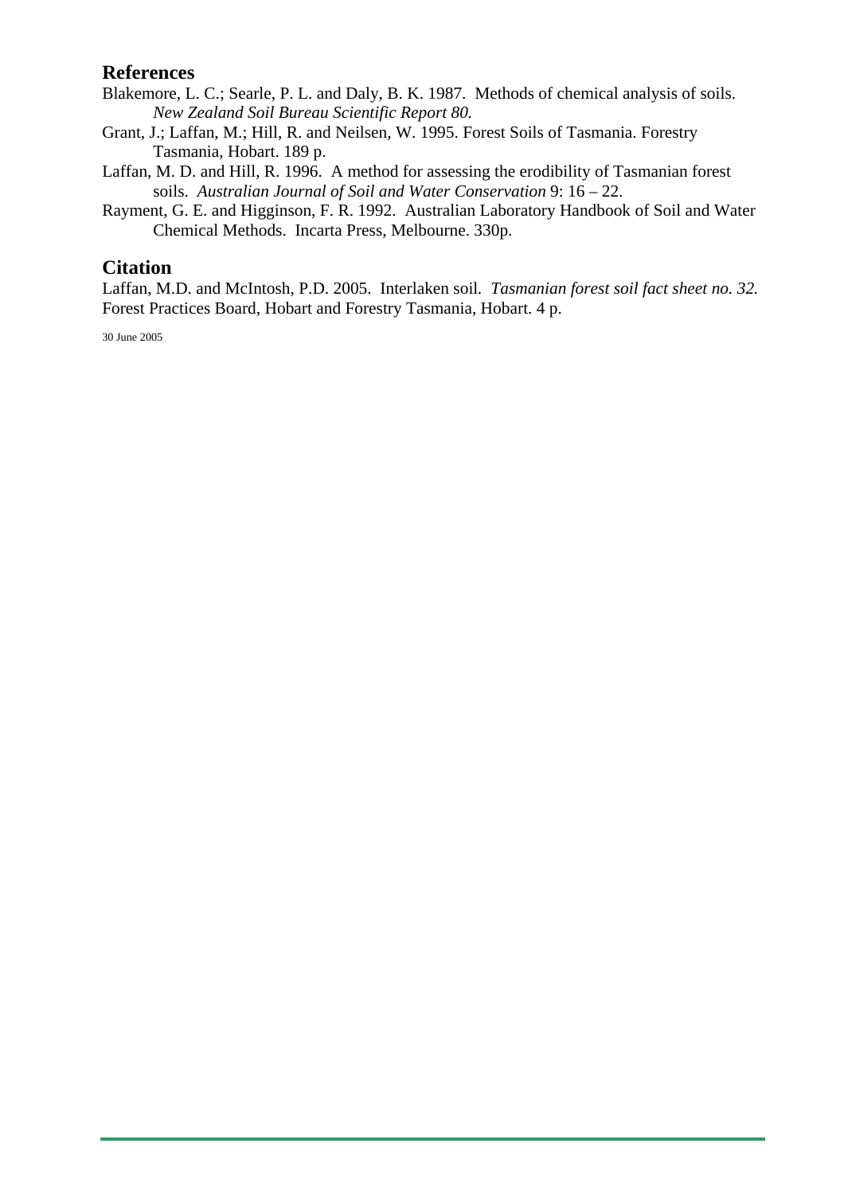## References

Blakemore, L. C.; Searle, P. L. and Daly, B. K. 1987. Methods of chemical analysis of soils. *New Zealand Soil Bureau Scientific Report 80.*

Grant, J.; Laffan, M.; Hill, R. and Neilsen, W. 1995. Forest Soils of Tasmania. Forestry Tasmania, Hobart. 189 p.

Laffan, M. D. and Hill, R. 1996. A method for assessing the erodibility of Tasmanian forest soils. *Australian Journal of Soil and Water Conservation* 9: 16 – 22.

Rayment, G. E. and Higginson, F. R. 1992. Australian Laboratory Handbook of Soil and Water Chemical Methods. Incarta Press, Melbourne. 330p.

## Citation

Laffan, M.D. and McIntosh, P.D. 2005. Interlaken soil. *Tasmanian forest soil fact sheet no. 32.* Forest Practices Board, Hobart and Forestry Tasmania, Hobart. 4 p.

30 June 2005